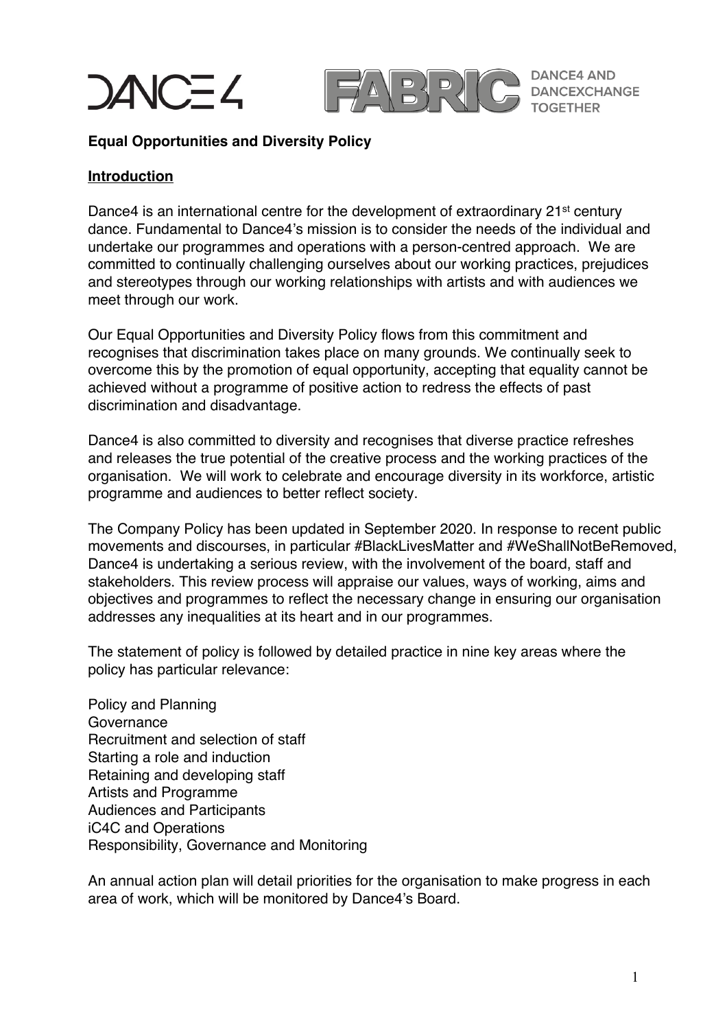DANCE4 | FABRIC — DANCE4 AND DANCEXCHANGE TOGETHER

## Equal Opportunities and Diversity Policy

### Introduction

Dance4 is an international centre for the development of extraordinary 21st century dance. Fundamental to Dance4's mission is to consider the needs of the individual and undertake our programmes and operations with a person-centred approach. We are committed to continually challenging ourselves about our working practices, prejudices and stereotypes through our working relationships with artists and with audiences we meet through our work.

Our Equal Opportunities and Diversity Policy flows from this commitment and recognises that discrimination takes place on many grounds. We continually seek to overcome this by the promotion of equal opportunity, accepting that equality cannot be achieved without a programme of positive action to redress the effects of past discrimination and disadvantage.

Dance4 is also committed to diversity and recognises that diverse practice refreshes and releases the true potential of the creative process and the working practices of the organisation. We will work to celebrate and encourage diversity in its workforce, artistic programme and audiences to better reflect society.

The Company Policy has been updated in September 2020. In response to recent public movements and discourses, in particular #BlackLivesMatter and #WeShallNotBeRemoved, Dance4 is undertaking a serious review, with the involvement of the board, staff and stakeholders. This review process will appraise our values, ways of working, aims and objectives and programmes to reflect the necessary change in ensuring our organisation addresses any inequalities at its heart and in our programmes.

The statement of policy is followed by detailed practice in nine key areas where the policy has particular relevance:

Policy and Planning
Governance
Recruitment and selection of staff
Starting a role and induction
Retaining and developing staff
Artists and Programme
Audiences and Participants
iC4C and Operations
Responsibility, Governance and Monitoring

An annual action plan will detail priorities for the organisation to make progress in each area of work, which will be monitored by Dance4's Board.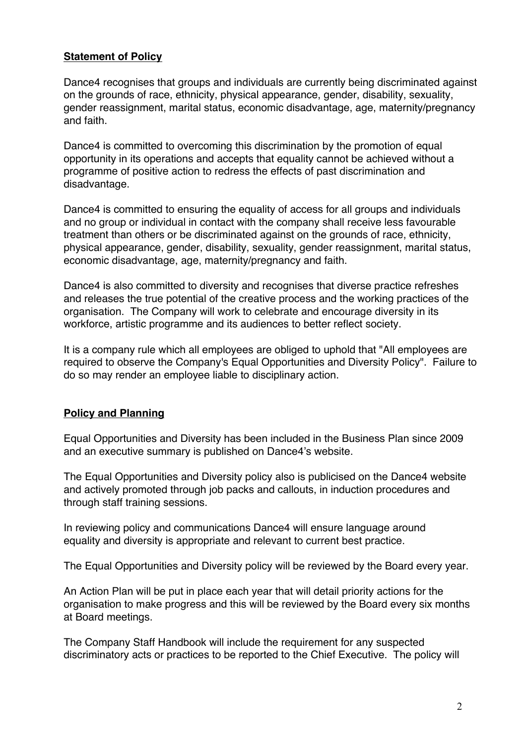## Statement of Policy

Dance4 recognises that groups and individuals are currently being discriminated against on the grounds of race, ethnicity, physical appearance, gender, disability, sexuality, gender reassignment, marital status, economic disadvantage, age, maternity/pregnancy and faith.

Dance4 is committed to overcoming this discrimination by the promotion of equal opportunity in its operations and accepts that equality cannot be achieved without a programme of positive action to redress the effects of past discrimination and disadvantage.

Dance4 is committed to ensuring the equality of access for all groups and individuals and no group or individual in contact with the company shall receive less favourable treatment than others or be discriminated against on the grounds of race, ethnicity, physical appearance, gender, disability, sexuality, gender reassignment, marital status, economic disadvantage, age, maternity/pregnancy and faith.

Dance4 is also committed to diversity and recognises that diverse practice refreshes and releases the true potential of the creative process and the working practices of the organisation. The Company will work to celebrate and encourage diversity in its workforce, artistic programme and its audiences to better reflect society.

It is a company rule which all employees are obliged to uphold that "All employees are required to observe the Company's Equal Opportunities and Diversity Policy". Failure to do so may render an employee liable to disciplinary action.

## Policy and Planning

Equal Opportunities and Diversity has been included in the Business Plan since 2009 and an executive summary is published on Dance4's website.

The Equal Opportunities and Diversity policy also is publicised on the Dance4 website and actively promoted through job packs and callouts, in induction procedures and through staff training sessions.

In reviewing policy and communications Dance4 will ensure language around equality and diversity is appropriate and relevant to current best practice.

The Equal Opportunities and Diversity policy will be reviewed by the Board every year.

An Action Plan will be put in place each year that will detail priority actions for the organisation to make progress and this will be reviewed by the Board every six months at Board meetings.

The Company Staff Handbook will include the requirement for any suspected discriminatory acts or practices to be reported to the Chief Executive. The policy will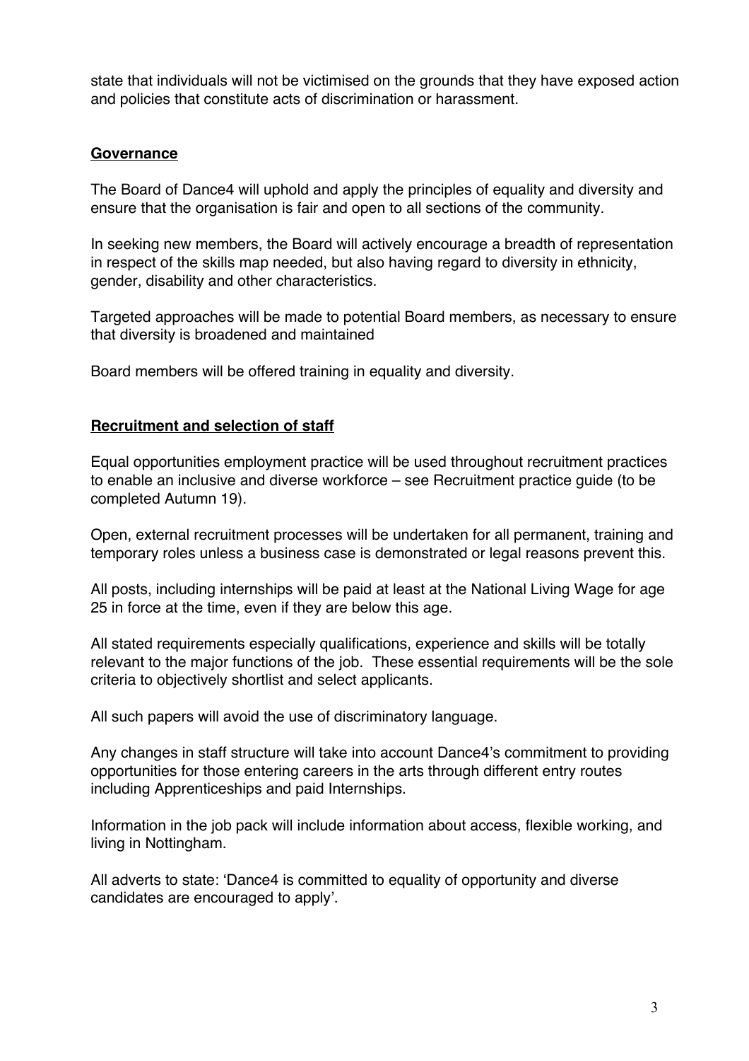state that individuals will not be victimised on the grounds that they have exposed action and policies that constitute acts of discrimination or harassment.

## Governance

The Board of Dance4 will uphold and apply the principles of equality and diversity and ensure that the organisation is fair and open to all sections of the community.

In seeking new members, the Board will actively encourage a breadth of representation in respect of the skills map needed, but also having regard to diversity in ethnicity, gender, disability and other characteristics.

Targeted approaches will be made to potential Board members, as necessary to ensure that diversity is broadened and maintained

Board members will be offered training in equality and diversity.

## Recruitment and selection of staff

Equal opportunities employment practice will be used throughout recruitment practices to enable an inclusive and diverse workforce – see Recruitment practice guide (to be completed Autumn 19).

Open, external recruitment processes will be undertaken for all permanent, training and temporary roles unless a business case is demonstrated or legal reasons prevent this.

All posts, including internships will be paid at least at the National Living Wage for age 25 in force at the time, even if they are below this age.

All stated requirements especially qualifications, experience and skills will be totally relevant to the major functions of the job. These essential requirements will be the sole criteria to objectively shortlist and select applicants.

All such papers will avoid the use of discriminatory language.

Any changes in staff structure will take into account Dance4's commitment to providing opportunities for those entering careers in the arts through different entry routes including Apprenticeships and paid Internships.

Information in the job pack will include information about access, flexible working, and living in Nottingham.

All adverts to state: 'Dance4 is committed to equality of opportunity and diverse candidates are encouraged to apply'.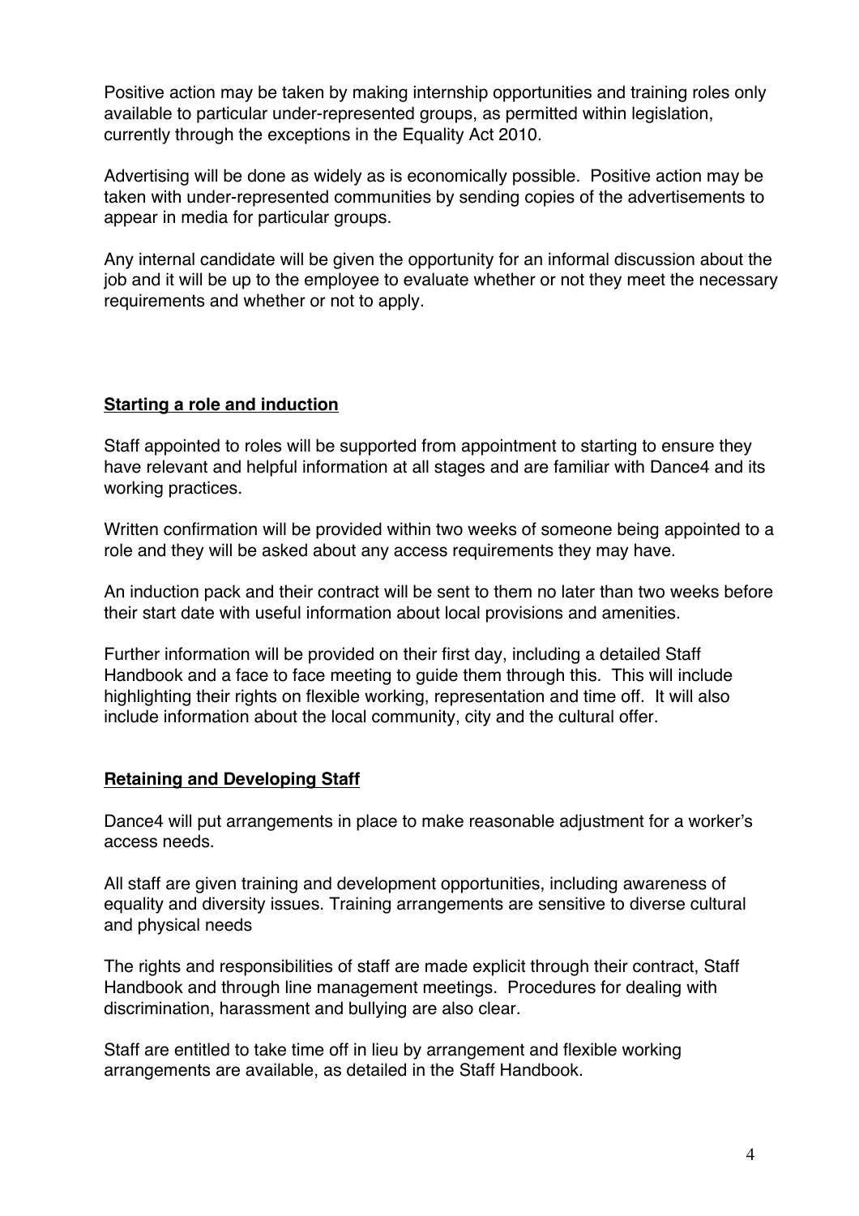Positive action may be taken by making internship opportunities and training roles only available to particular under-represented groups, as permitted within legislation, currently through the exceptions in the Equality Act 2010.

Advertising will be done as widely as is economically possible. Positive action may be taken with under-represented communities by sending copies of the advertisements to appear in media for particular groups.

Any internal candidate will be given the opportunity for an informal discussion about the job and it will be up to the employee to evaluate whether or not they meet the necessary requirements and whether or not to apply.

## Starting a role and induction

Staff appointed to roles will be supported from appointment to starting to ensure they have relevant and helpful information at all stages and are familiar with Dance4 and its working practices.

Written confirmation will be provided within two weeks of someone being appointed to a role and they will be asked about any access requirements they may have.

An induction pack and their contract will be sent to them no later than two weeks before their start date with useful information about local provisions and amenities.

Further information will be provided on their first day, including a detailed Staff Handbook and a face to face meeting to guide them through this. This will include highlighting their rights on flexible working, representation and time off. It will also include information about the local community, city and the cultural offer.

## Retaining and Developing Staff

Dance4 will put arrangements in place to make reasonable adjustment for a worker's access needs.

All staff are given training and development opportunities, including awareness of equality and diversity issues. Training arrangements are sensitive to diverse cultural and physical needs

The rights and responsibilities of staff are made explicit through their contract, Staff Handbook and through line management meetings. Procedures for dealing with discrimination, harassment and bullying are also clear.

Staff are entitled to take time off in lieu by arrangement and flexible working arrangements are available, as detailed in the Staff Handbook.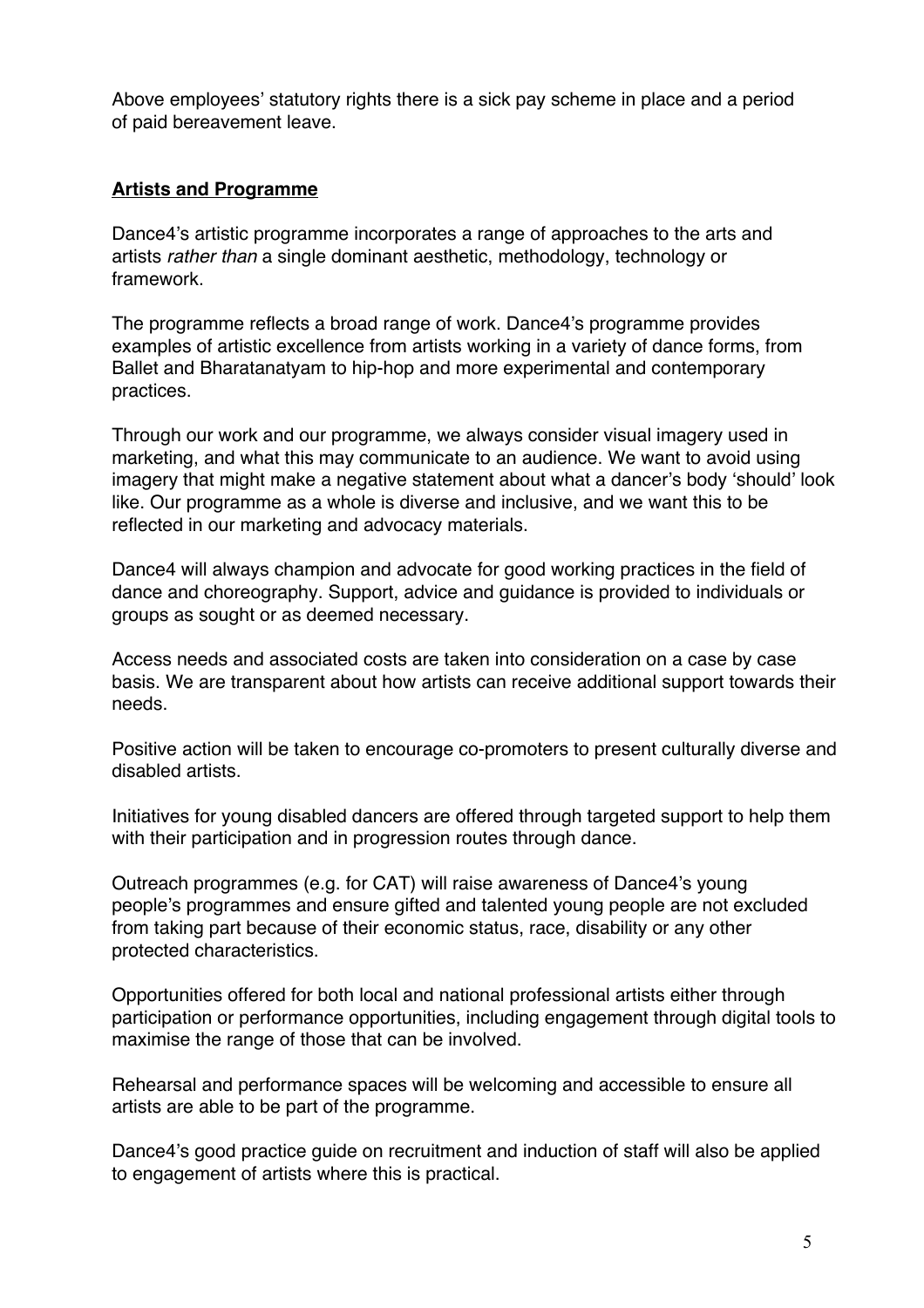Above employees' statutory rights there is a sick pay scheme in place and a period of paid bereavement leave.

## Artists and Programme

Dance4's artistic programme incorporates a range of approaches to the arts and artists *rather than* a single dominant aesthetic, methodology, technology or framework.

The programme reflects a broad range of work. Dance4's programme provides examples of artistic excellence from artists working in a variety of dance forms, from Ballet and Bharatanatyam to hip-hop and more experimental and contemporary practices.

Through our work and our programme, we always consider visual imagery used in marketing, and what this may communicate to an audience. We want to avoid using imagery that might make a negative statement about what a dancer's body 'should' look like. Our programme as a whole is diverse and inclusive, and we want this to be reflected in our marketing and advocacy materials.

Dance4 will always champion and advocate for good working practices in the field of dance and choreography. Support, advice and guidance is provided to individuals or groups as sought or as deemed necessary.

Access needs and associated costs are taken into consideration on a case by case basis. We are transparent about how artists can receive additional support towards their needs.

Positive action will be taken to encourage co-promoters to present culturally diverse and disabled artists.

Initiatives for young disabled dancers are offered through targeted support to help them with their participation and in progression routes through dance.

Outreach programmes (e.g. for CAT) will raise awareness of Dance4's young people's programmes and ensure gifted and talented young people are not excluded from taking part because of their economic status, race, disability or any other protected characteristics.

Opportunities offered for both local and national professional artists either through participation or performance opportunities, including engagement through digital tools to maximise the range of those that can be involved.

Rehearsal and performance spaces will be welcoming and accessible to ensure all artists are able to be part of the programme.

Dance4's good practice guide on recruitment and induction of staff will also be applied to engagement of artists where this is practical.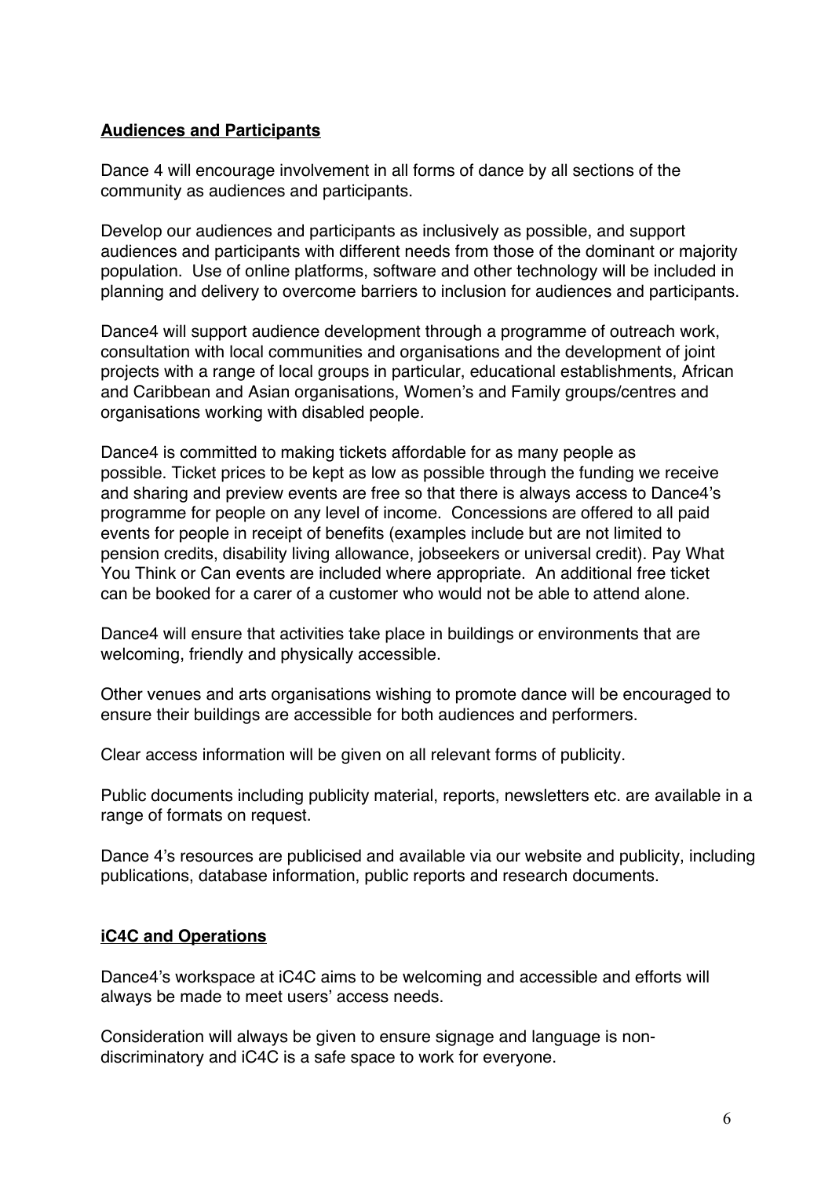## Audiences and Participants

Dance 4 will encourage involvement in all forms of dance by all sections of the community as audiences and participants.

Develop our audiences and participants as inclusively as possible, and support audiences and participants with different needs from those of the dominant or majority population. Use of online platforms, software and other technology will be included in planning and delivery to overcome barriers to inclusion for audiences and participants.

Dance4 will support audience development through a programme of outreach work, consultation with local communities and organisations and the development of joint projects with a range of local groups in particular, educational establishments, African and Caribbean and Asian organisations, Women's and Family groups/centres and organisations working with disabled people.

Dance4 is committed to making tickets affordable for as many people as possible. Ticket prices to be kept as low as possible through the funding we receive and sharing and preview events are free so that there is always access to Dance4's programme for people on any level of income. Concessions are offered to all paid events for people in receipt of benefits (examples include but are not limited to pension credits, disability living allowance, jobseekers or universal credit). Pay What You Think or Can events are included where appropriate. An additional free ticket can be booked for a carer of a customer who would not be able to attend alone.

Dance4 will ensure that activities take place in buildings or environments that are welcoming, friendly and physically accessible.

Other venues and arts organisations wishing to promote dance will be encouraged to ensure their buildings are accessible for both audiences and performers.

Clear access information will be given on all relevant forms of publicity.

Public documents including publicity material, reports, newsletters etc. are available in a range of formats on request.

Dance 4's resources are publicised and available via our website and publicity, including publications, database information, public reports and research documents.

## iC4C and Operations

Dance4's workspace at iC4C aims to be welcoming and accessible and efforts will always be made to meet users' access needs.

Consideration will always be given to ensure signage and language is non-discriminatory and iC4C is a safe space to work for everyone.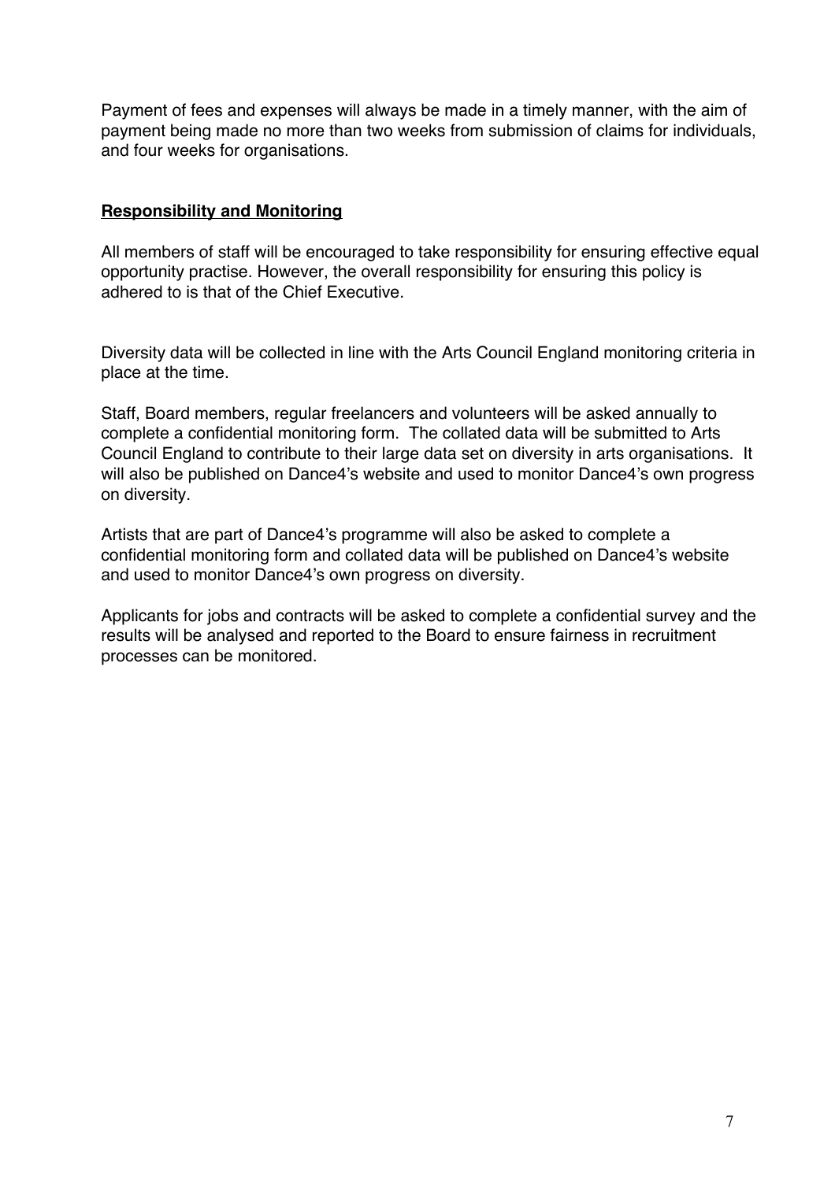Payment of fees and expenses will always be made in a timely manner, with the aim of payment being made no more than two weeks from submission of claims for individuals, and four weeks for organisations.

## Responsibility and Monitoring

All members of staff will be encouraged to take responsibility for ensuring effective equal opportunity practise. However, the overall responsibility for ensuring this policy is adhered to is that of the Chief Executive.

Diversity data will be collected in line with the Arts Council England monitoring criteria in place at the time.

Staff, Board members, regular freelancers and volunteers will be asked annually to complete a confidential monitoring form. The collated data will be submitted to Arts Council England to contribute to their large data set on diversity in arts organisations. It will also be published on Dance4's website and used to monitor Dance4's own progress on diversity.

Artists that are part of Dance4's programme will also be asked to complete a confidential monitoring form and collated data will be published on Dance4's website and used to monitor Dance4's own progress on diversity.

Applicants for jobs and contracts will be asked to complete a confidential survey and the results will be analysed and reported to the Board to ensure fairness in recruitment processes can be monitored.